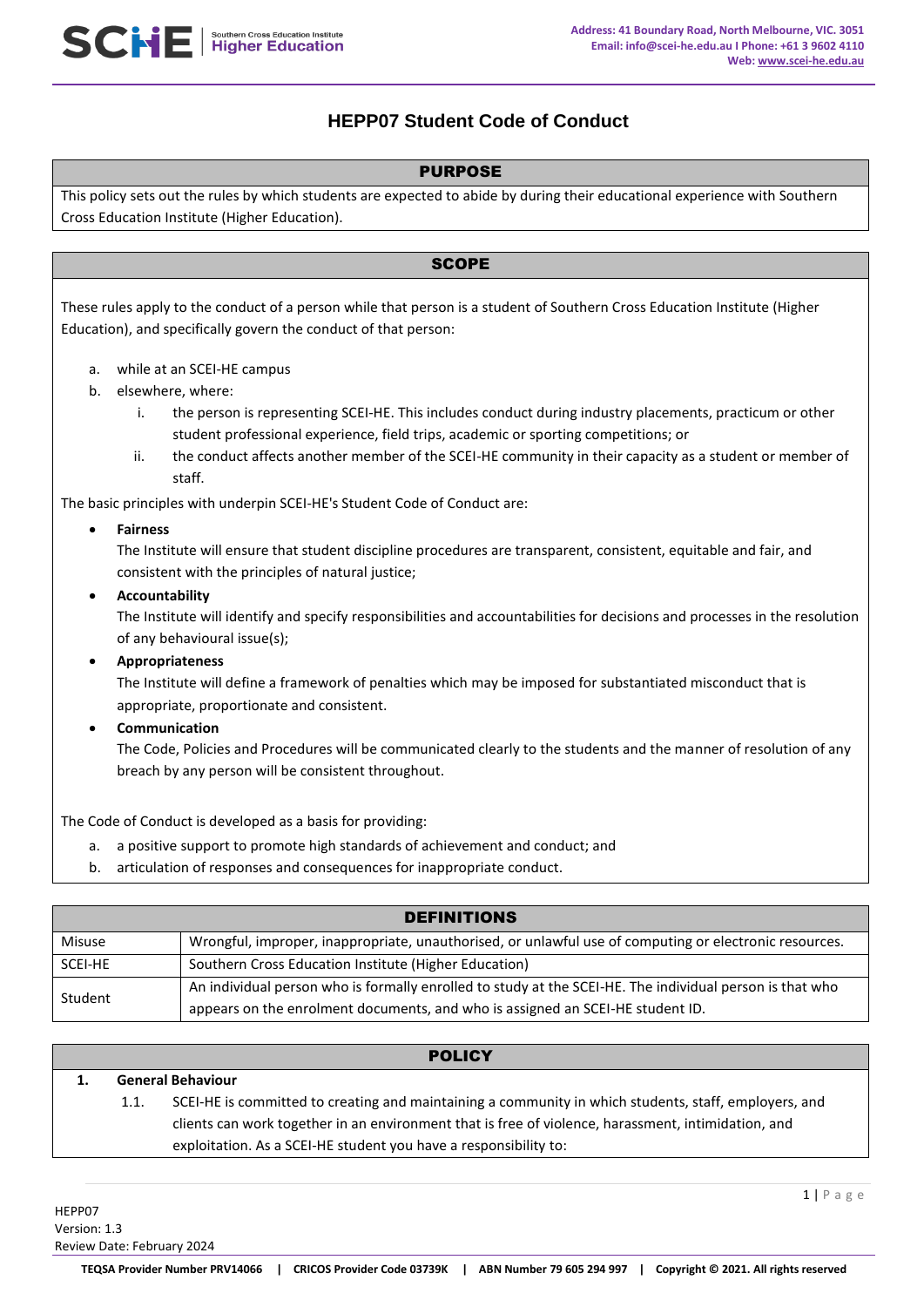# HEPP07 Student Code of Conduct

## PURPOSE

This policy sets out the rules by which students are expected to abide by during their educational experience with Southern Cross Education Institute (Higher Education).

## SCOPE

These rules apply to the conduct of a person while that person is a student of Southern Cross Education Institute (Higher Education), and specifically govern the conduct of that person:

a. while at an SCEI-HE campus
b. elsewhere, where:
   i. the person is representing SCEI-HE. This includes conduct during industry placements, practicum or other student professional experience, field trips, academic or sporting competitions; or
   ii. the conduct affects another member of the SCEI-HE community in their capacity as a student or member of staff.

The basic principles with underpin SCEI-HE's Student Code of Conduct are:

- **Fairness**
  The Institute will ensure that student discipline procedures are transparent, consistent, equitable and fair, and consistent with the principles of natural justice;
- **Accountability**
  The Institute will identify and specify responsibilities and accountabilities for decisions and processes in the resolution of any behavioural issue(s);
- **Appropriateness**
  The Institute will define a framework of penalties which may be imposed for substantiated misconduct that is appropriate, proportionate and consistent.
- **Communication**
  The Code, Policies and Procedures will be communicated clearly to the students and the manner of resolution of any breach by any person will be consistent throughout.

The Code of Conduct is developed as a basis for providing:

a. a positive support to promote high standards of achievement and conduct; and
b. articulation of responses and consequences for inappropriate conduct.

## DEFINITIONS

| Term | Definition |
|---|---|
| Misuse | Wrongful, improper, inappropriate, unauthorised, or unlawful use of computing or electronic resources. |
| SCEI-HE | Southern Cross Education Institute (Higher Education) |
| Student | An individual person who is formally enrolled to study at the SCEI-HE. The individual person is that who appears on the enrolment documents, and who is assigned an SCEI-HE student ID. |

## POLICY

**1. General Behaviour**

1.1. SCEI-HE is committed to creating and maintaining a community in which students, staff, employers, and clients can work together in an environment that is free of violence, harassment, intimidation, and exploitation. As a SCEI-HE student you have a responsibility to: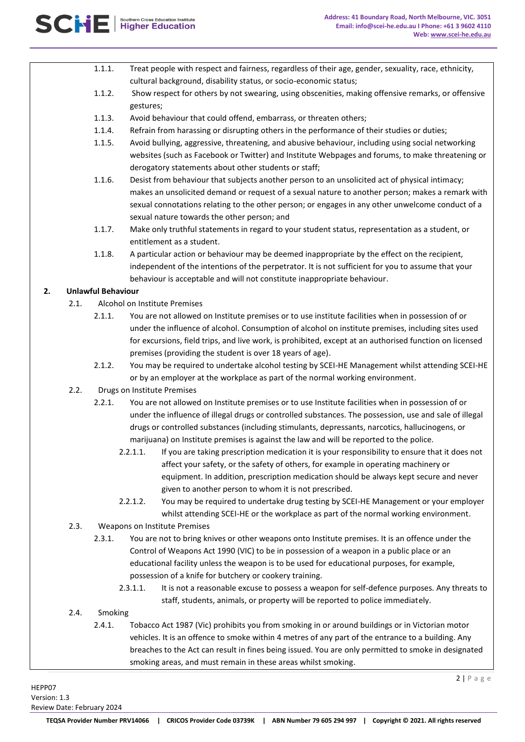1.1.1. Treat people with respect and fairness, regardless of their age, gender, sexuality, race, ethnicity, cultural background, disability status, or socio-economic status;

1.1.2. Show respect for others by not swearing, using obscenities, making offensive remarks, or offensive gestures;

1.1.3. Avoid behaviour that could offend, embarrass, or threaten others;

1.1.4. Refrain from harassing or disrupting others in the performance of their studies or duties;

1.1.5. Avoid bullying, aggressive, threatening, and abusive behaviour, including using social networking websites (such as Facebook or Twitter) and Institute Webpages and forums, to make threatening or derogatory statements about other students or staff;

1.1.6. Desist from behaviour that subjects another person to an unsolicited act of physical intimacy; makes an unsolicited demand or request of a sexual nature to another person; makes a remark with sexual connotations relating to the other person; or engages in any other unwelcome conduct of a sexual nature towards the other person; and

1.1.7. Make only truthful statements in regard to your student status, representation as a student, or entitlement as a student.

1.1.8. A particular action or behaviour may be deemed inappropriate by the effect on the recipient, independent of the intentions of the perpetrator. It is not sufficient for you to assume that your behaviour is acceptable and will not constitute inappropriate behaviour.

## 2. Unlawful Behaviour

### 2.1. Alcohol on Institute Premises

2.1.1. You are not allowed on Institute premises or to use institute facilities when in possession of or under the influence of alcohol. Consumption of alcohol on institute premises, including sites used for excursions, field trips, and live work, is prohibited, except at an authorised function on licensed premises (providing the student is over 18 years of age).

2.1.2. You may be required to undertake alcohol testing by SCEI-HE Management whilst attending SCEI-HE or by an employer at the workplace as part of the normal working environment.

### 2.2. Drugs on Institute Premises

2.2.1. You are not allowed on Institute premises or to use Institute facilities when in possession of or under the influence of illegal drugs or controlled substances. The possession, use and sale of illegal drugs or controlled substances (including stimulants, depressants, narcotics, hallucinogens, or marijuana) on Institute premises is against the law and will be reported to the police.

2.2.1.1. If you are taking prescription medication it is your responsibility to ensure that it does not affect your safety, or the safety of others, for example in operating machinery or equipment. In addition, prescription medication should be always kept secure and never given to another person to whom it is not prescribed.

2.2.1.2. You may be required to undertake drug testing by SCEI-HE Management or your employer whilst attending SCEI-HE or the workplace as part of the normal working environment.

### 2.3. Weapons on Institute Premises

2.3.1. You are not to bring knives or other weapons onto Institute premises. It is an offence under the Control of Weapons Act 1990 (VIC) to be in possession of a weapon in a public place or an educational facility unless the weapon is to be used for educational purposes, for example, possession of a knife for butchery or cookery training.

2.3.1.1. It is not a reasonable excuse to possess a weapon for self-defence purposes. Any threats to staff, students, animals, or property will be reported to police immediately.

### 2.4. Smoking

2.4.1. Tobacco Act 1987 (Vic) prohibits you from smoking in or around buildings or in Victorian motor vehicles. It is an offence to smoke within 4 metres of any part of the entrance to a building. Any breaches to the Act can result in fines being issued. You are only permitted to smoke in designated smoking areas, and must remain in these areas whilst smoking.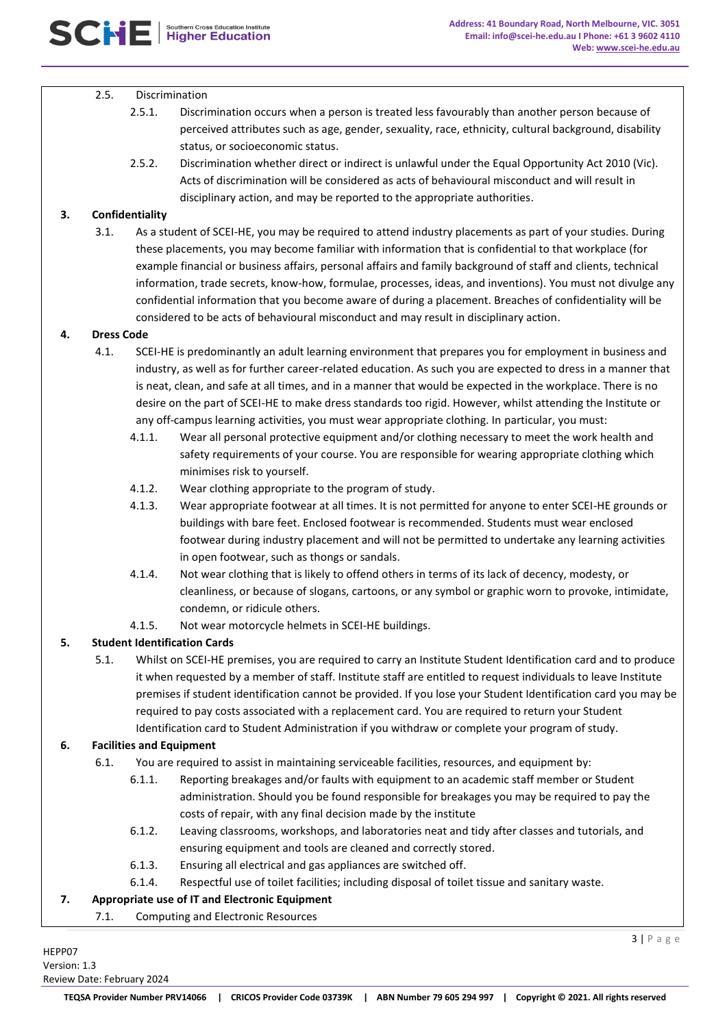2.5. Discrimination

2.5.1. Discrimination occurs when a person is treated less favourably than another person because of perceived attributes such as age, gender, sexuality, race, ethnicity, cultural background, disability status, or socioeconomic status.

2.5.2. Discrimination whether direct or indirect is unlawful under the Equal Opportunity Act 2010 (Vic). Acts of discrimination will be considered as acts of behavioural misconduct and will result in disciplinary action, and may be reported to the appropriate authorities.

## 3. Confidentiality

3.1. As a student of SCEI-HE, you may be required to attend industry placements as part of your studies. During these placements, you may become familiar with information that is confidential to that workplace (for example financial or business affairs, personal affairs and family background of staff and clients, technical information, trade secrets, know-how, formulae, processes, ideas, and inventions). You must not divulge any confidential information that you become aware of during a placement. Breaches of confidentiality will be considered to be acts of behavioural misconduct and may result in disciplinary action.

## 4. Dress Code

4.1. SCEI-HE is predominantly an adult learning environment that prepares you for employment in business and industry, as well as for further career-related education. As such you are expected to dress in a manner that is neat, clean, and safe at all times, and in a manner that would be expected in the workplace. There is no desire on the part of SCEI-HE to make dress standards too rigid. However, whilst attending the Institute or any off-campus learning activities, you must wear appropriate clothing. In particular, you must:

4.1.1. Wear all personal protective equipment and/or clothing necessary to meet the work health and safety requirements of your course. You are responsible for wearing appropriate clothing which minimises risk to yourself.

4.1.2. Wear clothing appropriate to the program of study.

4.1.3. Wear appropriate footwear at all times. It is not permitted for anyone to enter SCEI-HE grounds or buildings with bare feet. Enclosed footwear is recommended. Students must wear enclosed footwear during industry placement and will not be permitted to undertake any learning activities in open footwear, such as thongs or sandals.

4.1.4. Not wear clothing that is likely to offend others in terms of its lack of decency, modesty, or cleanliness, or because of slogans, cartoons, or any symbol or graphic worn to provoke, intimidate, condemn, or ridicule others.

4.1.5. Not wear motorcycle helmets in SCEI-HE buildings.

## 5. Student Identification Cards

5.1. Whilst on SCEI-HE premises, you are required to carry an Institute Student Identification card and to produce it when requested by a member of staff. Institute staff are entitled to request individuals to leave Institute premises if student identification cannot be provided. If you lose your Student Identification card you may be required to pay costs associated with a replacement card. You are required to return your Student Identification card to Student Administration if you withdraw or complete your program of study.

## 6. Facilities and Equipment

6.1. You are required to assist in maintaining serviceable facilities, resources, and equipment by:

6.1.1. Reporting breakages and/or faults with equipment to an academic staff member or Student administration. Should you be found responsible for breakages you may be required to pay the costs of repair, with any final decision made by the institute

6.1.2. Leaving classrooms, workshops, and laboratories neat and tidy after classes and tutorials, and ensuring equipment and tools are cleaned and correctly stored.

6.1.3. Ensuring all electrical and gas appliances are switched off.

6.1.4. Respectful use of toilet facilities; including disposal of toilet tissue and sanitary waste.

## 7. Appropriate use of IT and Electronic Equipment

7.1. Computing and Electronic Resources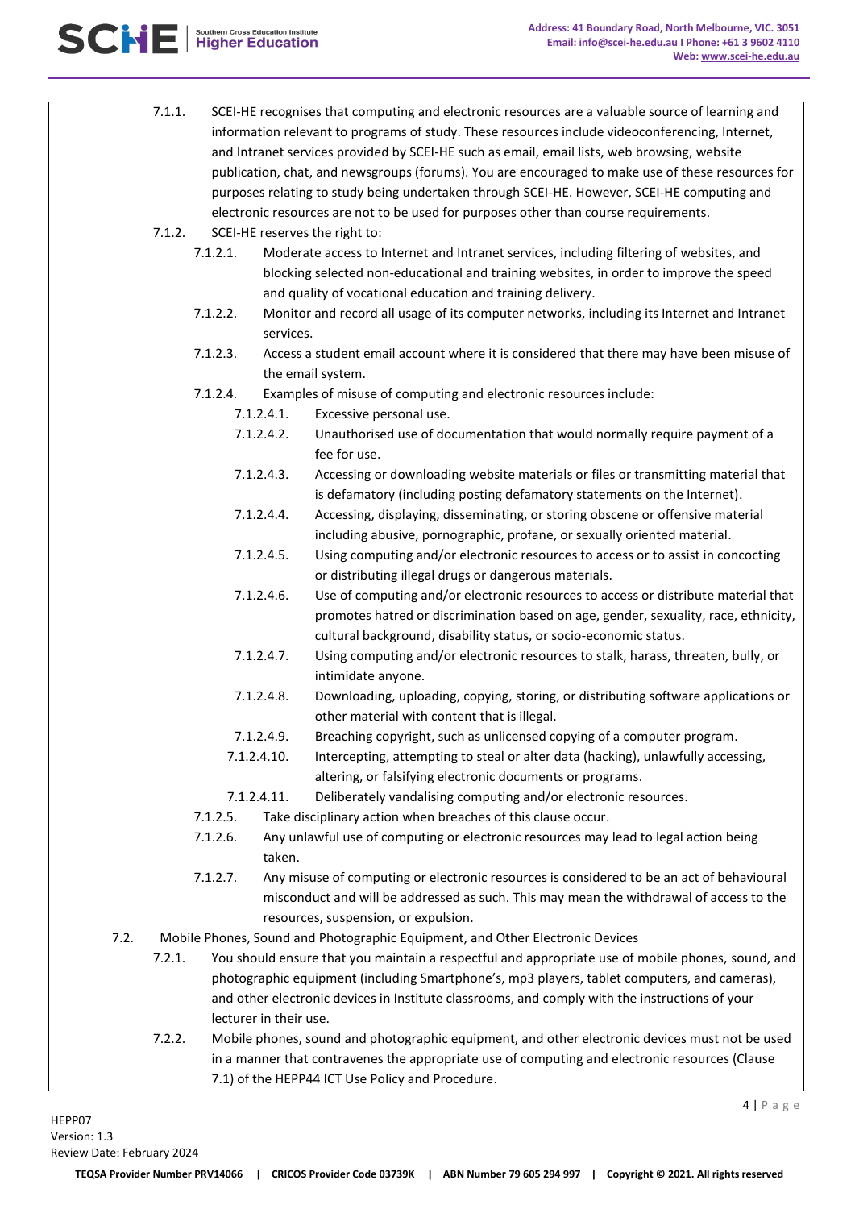7.1.1. SCEI-HE recognises that computing and electronic resources are a valuable source of learning and information relevant to programs of study. These resources include videoconferencing, Internet, and Intranet services provided by SCEI-HE such as email, email lists, web browsing, website publication, chat, and newsgroups (forums). You are encouraged to make use of these resources for purposes relating to study being undertaken through SCEI-HE. However, SCEI-HE computing and electronic resources are not to be used for purposes other than course requirements.

7.1.2. SCEI-HE reserves the right to:

- 7.1.2.1. Moderate access to Internet and Intranet services, including filtering of websites, and blocking selected non-educational and training websites, in order to improve the speed and quality of vocational education and training delivery.
- 7.1.2.2. Monitor and record all usage of its computer networks, including its Internet and Intranet services.
- 7.1.2.3. Access a student email account where it is considered that there may have been misuse of the email system.
- 7.1.2.4. Examples of misuse of computing and electronic resources include:
  - 7.1.2.4.1. Excessive personal use.
  - 7.1.2.4.2. Unauthorised use of documentation that would normally require payment of a fee for use.
  - 7.1.2.4.3. Accessing or downloading website materials or files or transmitting material that is defamatory (including posting defamatory statements on the Internet).
  - 7.1.2.4.4. Accessing, displaying, disseminating, or storing obscene or offensive material including abusive, pornographic, profane, or sexually oriented material.
  - 7.1.2.4.5. Using computing and/or electronic resources to access or to assist in concocting or distributing illegal drugs or dangerous materials.
  - 7.1.2.4.6. Use of computing and/or electronic resources to access or distribute material that promotes hatred or discrimination based on age, gender, sexuality, race, ethnicity, cultural background, disability status, or socio-economic status.
  - 7.1.2.4.7. Using computing and/or electronic resources to stalk, harass, threaten, bully, or intimidate anyone.
  - 7.1.2.4.8. Downloading, uploading, copying, storing, or distributing software applications or other material with content that is illegal.
  - 7.1.2.4.9. Breaching copyright, such as unlicensed copying of a computer program.
  - 7.1.2.4.10. Intercepting, attempting to steal or alter data (hacking), unlawfully accessing, altering, or falsifying electronic documents or programs.
  - 7.1.2.4.11. Deliberately vandalising computing and/or electronic resources.
- 7.1.2.5. Take disciplinary action when breaches of this clause occur.
- 7.1.2.6. Any unlawful use of computing or electronic resources may lead to legal action being taken.
- 7.1.2.7. Any misuse of computing or electronic resources is considered to be an act of behavioural misconduct and will be addressed as such. This may mean the withdrawal of access to the resources, suspension, or expulsion.

7.2. Mobile Phones, Sound and Photographic Equipment, and Other Electronic Devices

7.2.1. You should ensure that you maintain a respectful and appropriate use of mobile phones, sound, and photographic equipment (including Smartphone's, mp3 players, tablet computers, and cameras), and other electronic devices in Institute classrooms, and comply with the instructions of your lecturer in their use.

7.2.2. Mobile phones, sound and photographic equipment, and other electronic devices must not be used in a manner that contravenes the appropriate use of computing and electronic resources (Clause 7.1) of the HEPP44 ICT Use Policy and Procedure.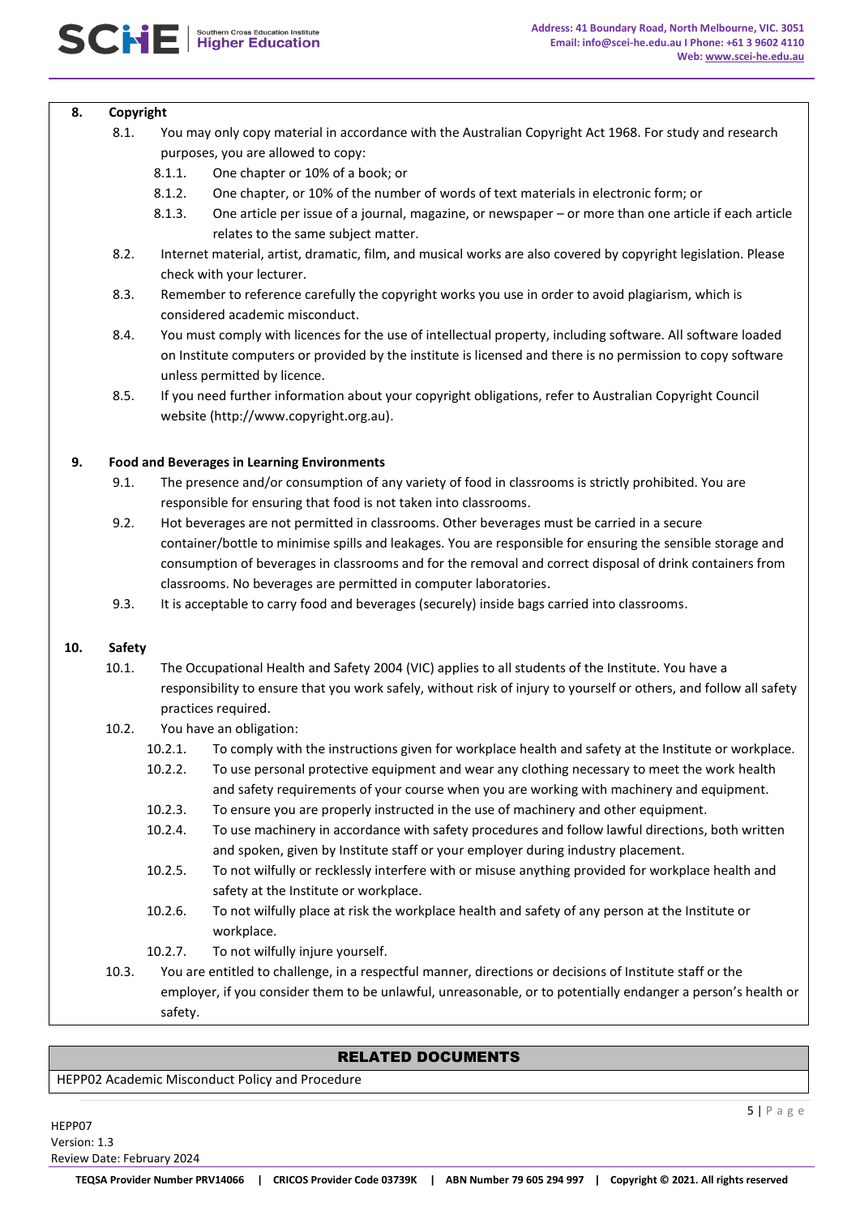## 8. Copyright

8.1. You may only copy material in accordance with the Australian Copyright Act 1968. For study and research purposes, you are allowed to copy:

- 8.1.1. One chapter or 10% of a book; or
- 8.1.2. One chapter, or 10% of the number of words of text materials in electronic form; or
- 8.1.3. One article per issue of a journal, magazine, or newspaper – or more than one article if each article relates to the same subject matter.

8.2. Internet material, artist, dramatic, film, and musical works are also covered by copyright legislation. Please check with your lecturer.

8.3. Remember to reference carefully the copyright works you use in order to avoid plagiarism, which is considered academic misconduct.

8.4. You must comply with licences for the use of intellectual property, including software. All software loaded on Institute computers or provided by the institute is licensed and there is no permission to copy software unless permitted by licence.

8.5. If you need further information about your copyright obligations, refer to Australian Copyright Council website (http://www.copyright.org.au).

## 9. Food and Beverages in Learning Environments

9.1. The presence and/or consumption of any variety of food in classrooms is strictly prohibited. You are responsible for ensuring that food is not taken into classrooms.

9.2. Hot beverages are not permitted in classrooms. Other beverages must be carried in a secure container/bottle to minimise spills and leakages. You are responsible for ensuring the sensible storage and consumption of beverages in classrooms and for the removal and correct disposal of drink containers from classrooms. No beverages are permitted in computer laboratories.

9.3. It is acceptable to carry food and beverages (securely) inside bags carried into classrooms.

## 10. Safety

10.1. The Occupational Health and Safety 2004 (VIC) applies to all students of the Institute. You have a responsibility to ensure that you work safely, without risk of injury to yourself or others, and follow all safety practices required.

10.2. You have an obligation:

- 10.2.1. To comply with the instructions given for workplace health and safety at the Institute or workplace.
- 10.2.2. To use personal protective equipment and wear any clothing necessary to meet the work health and safety requirements of your course when you are working with machinery and equipment.
- 10.2.3. To ensure you are properly instructed in the use of machinery and other equipment.
- 10.2.4. To use machinery in accordance with safety procedures and follow lawful directions, both written and spoken, given by Institute staff or your employer during industry placement.
- 10.2.5. To not wilfully or recklessly interfere with or misuse anything provided for workplace health and safety at the Institute or workplace.
- 10.2.6. To not wilfully place at risk the workplace health and safety of any person at the Institute or workplace.
- 10.2.7. To not wilfully injure yourself.

10.3. You are entitled to challenge, in a respectful manner, directions or decisions of Institute staff or the employer, if you consider them to be unlawful, unreasonable, or to potentially endanger a person's health or safety.

| RELATED DOCUMENTS |
| --- |
| HEPP02 Academic Misconduct Policy and Procedure |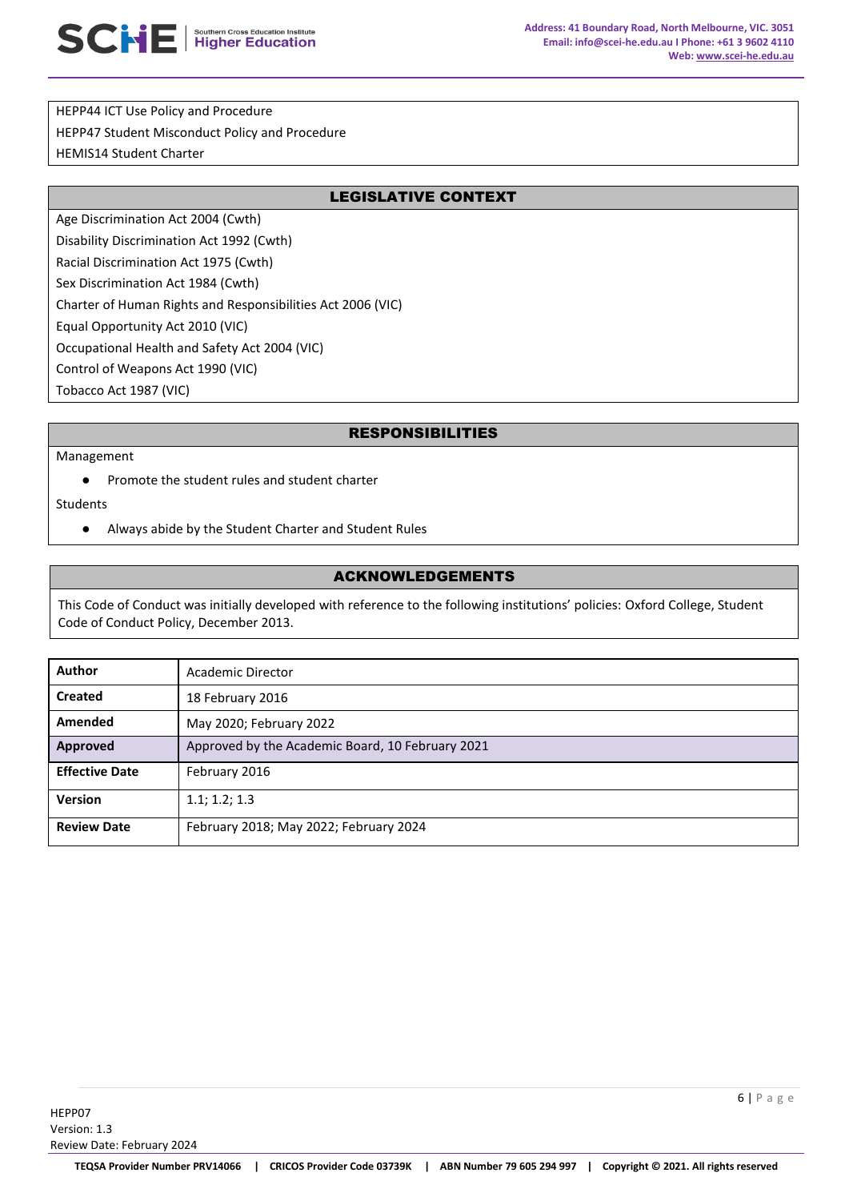HEPP44 ICT Use Policy and Procedure
HEPP47 Student Misconduct Policy and Procedure
HEMIS14 Student Charter

## LEGISLATIVE CONTEXT

Age Discrimination Act 2004 (Cwth)
Disability Discrimination Act 1992 (Cwth)
Racial Discrimination Act 1975 (Cwth)
Sex Discrimination Act 1984 (Cwth)
Charter of Human Rights and Responsibilities Act 2006 (VIC)
Equal Opportunity Act 2010 (VIC)
Occupational Health and Safety Act 2004 (VIC)
Control of Weapons Act 1990 (VIC)
Tobacco Act 1987 (VIC)

## RESPONSIBILITIES

Management

- Promote the student rules and student charter

Students

- Always abide by the Student Charter and Student Rules

## ACKNOWLEDGEMENTS

This Code of Conduct was initially developed with reference to the following institutions' policies: Oxford College, Student Code of Conduct Policy, December 2013.

| | |
|---|---|
| **Author** | Academic Director |
| **Created** | 18 February 2016 |
| **Amended** | May 2020; February 2022 |
| **Approved** | Approved by the Academic Board, 10 February 2021 |
| **Effective Date** | February 2016 |
| **Version** | 1.1; 1.2; 1.3 |
| **Review Date** | February 2018; May 2022; February 2024 |